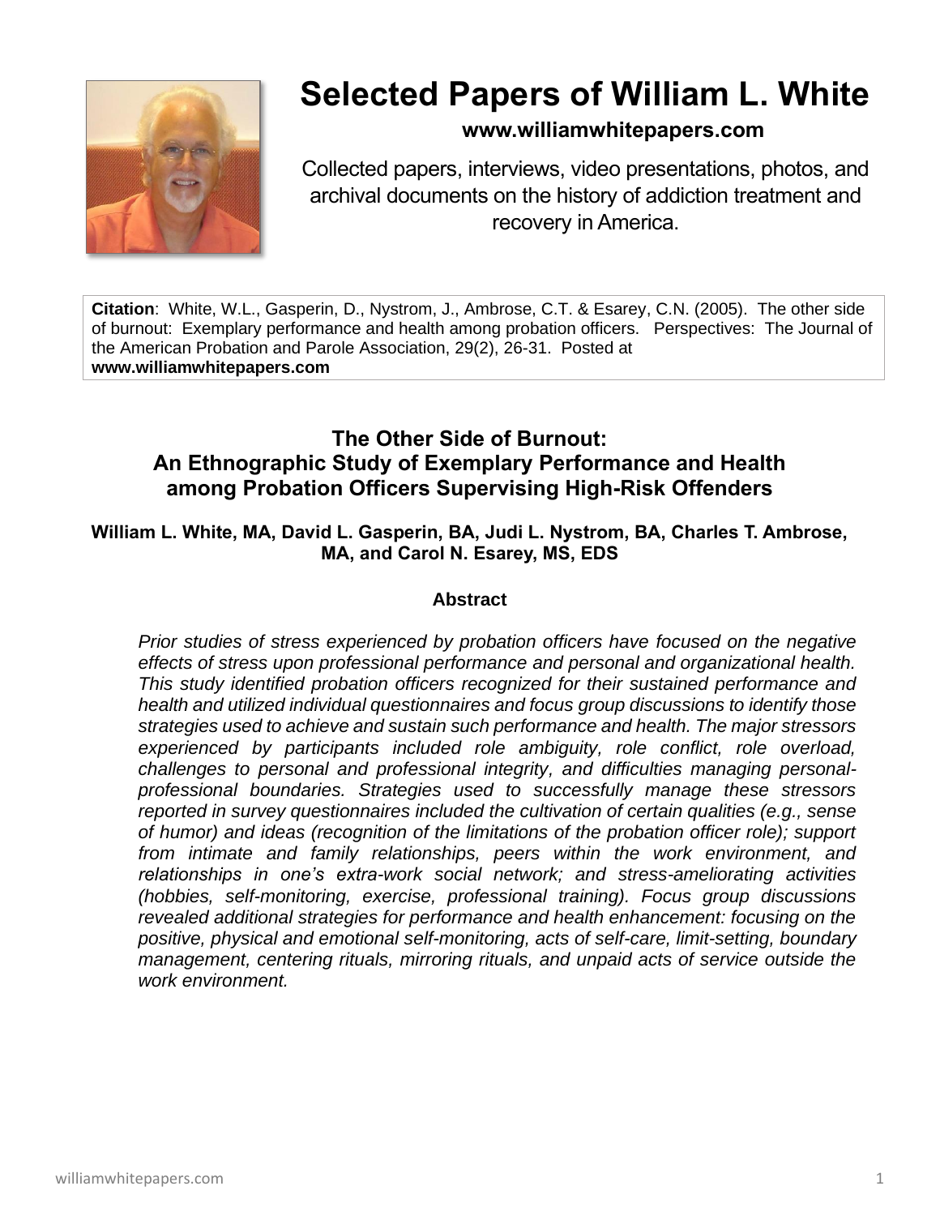# Selected Papers of William L. White

**www.williamwhitepapers.com**

Collected papers, interviews, video presentations, photos, and archival documents on the history of addiction treatment and recovery in America.

**Citation**: White, W.L., Gasperin, D., Nystrom, J., Ambrose, C.T. & Esarey, C.N. (2005). The other side of burnout: Exemplary performance and health among probation officers. Perspectives: The Journal of the American Probation and Parole Association, 29(2), 26-31. Posted at **www.williamwhitepapers.com**

## The Other Side of Burnout: An Ethnographic Study of Exemplary Performance and Health among Probation Officers Supervising High-Risk Offenders

**William L. White, MA, David L. Gasperin, BA, Judi L. Nystrom, BA, Charles T. Ambrose, MA, and Carol N. Esarey, MS, EDS**

### Abstract

*Prior studies of stress experienced by probation officers have focused on the negative effects of stress upon professional performance and personal and organizational health. This study identified probation officers recognized for their sustained performance and health and utilized individual questionnaires and focus group discussions to identify those strategies used to achieve and sustain such performance and health. The major stressors experienced by participants included role ambiguity, role conflict, role overload, challenges to personal and professional integrity, and difficulties managing personal-professional boundaries. Strategies used to successfully manage these stressors reported in survey questionnaires included the cultivation of certain qualities (e.g., sense of humor) and ideas (recognition of the limitations of the probation officer role); support from intimate and family relationships, peers within the work environment, and relationships in one's extra-work social network; and stress-ameliorating activities (hobbies, self-monitoring, exercise, professional training). Focus group discussions revealed additional strategies for performance and health enhancement: focusing on the positive, physical and emotional self-monitoring, acts of self-care, limit-setting, boundary management, centering rituals, mirroring rituals, and unpaid acts of service outside the work environment.*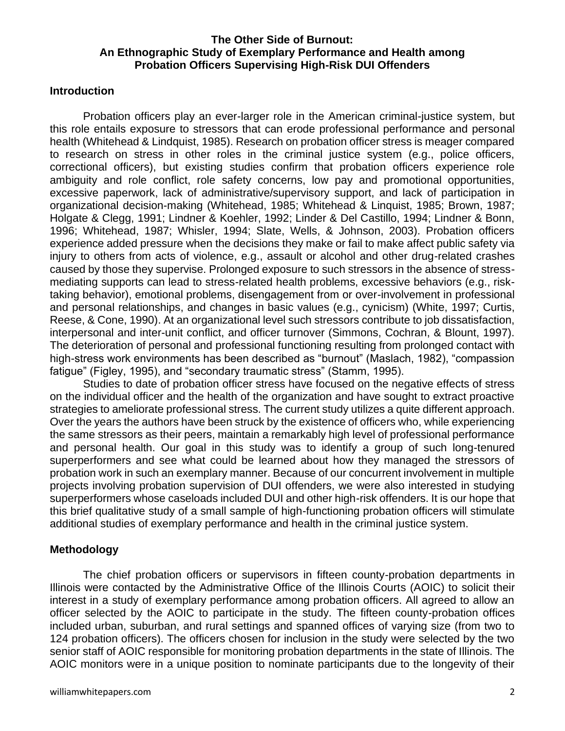**The Other Side of Burnout:**
**An Ethnographic Study of Exemplary Performance and Health among Probation Officers Supervising High-Risk DUI Offenders**

## Introduction

Probation officers play an ever-larger role in the American criminal-justice system, but this role entails exposure to stressors that can erode professional performance and personal health (Whitehead & Lindquist, 1985). Research on probation officer stress is meager compared to research on stress in other roles in the criminal justice system (e.g., police officers, correctional officers), but existing studies confirm that probation officers experience role ambiguity and role conflict, role safety concerns, low pay and promotional opportunities, excessive paperwork, lack of administrative/supervisory support, and lack of participation in organizational decision-making (Whitehead, 1985; Whitehead & Linquist, 1985; Brown, 1987; Holgate & Clegg, 1991; Lindner & Koehler, 1992; Linder & Del Castillo, 1994; Lindner & Bonn, 1996; Whitehead, 1987; Whisler, 1994; Slate, Wells, & Johnson, 2003). Probation officers experience added pressure when the decisions they make or fail to make affect public safety via injury to others from acts of violence, e.g., assault or alcohol and other drug-related crashes caused by those they supervise. Prolonged exposure to such stressors in the absence of stress-mediating supports can lead to stress-related health problems, excessive behaviors (e.g., risk-taking behavior), emotional problems, disengagement from or over-involvement in professional and personal relationships, and changes in basic values (e.g., cynicism) (White, 1997; Curtis, Reese, & Cone, 1990). At an organizational level such stressors contribute to job dissatisfaction, interpersonal and inter-unit conflict, and officer turnover (Simmons, Cochran, & Blount, 1997). The deterioration of personal and professional functioning resulting from prolonged contact with high-stress work environments has been described as "burnout" (Maslach, 1982), "compassion fatigue" (Figley, 1995), and "secondary traumatic stress" (Stamm, 1995).

Studies to date of probation officer stress have focused on the negative effects of stress on the individual officer and the health of the organization and have sought to extract proactive strategies to ameliorate professional stress. The current study utilizes a quite different approach. Over the years the authors have been struck by the existence of officers who, while experiencing the same stressors as their peers, maintain a remarkably high level of professional performance and personal health. Our goal in this study was to identify a group of such long-tenured superperformers and see what could be learned about how they managed the stressors of probation work in such an exemplary manner. Because of our concurrent involvement in multiple projects involving probation supervision of DUI offenders, we were also interested in studying superperformers whose caseloads included DUI and other high-risk offenders. It is our hope that this brief qualitative study of a small sample of high-functioning probation officers will stimulate additional studies of exemplary performance and health in the criminal justice system.

## Methodology

The chief probation officers or supervisors in fifteen county-probation departments in Illinois were contacted by the Administrative Office of the Illinois Courts (AOIC) to solicit their interest in a study of exemplary performance among probation officers. All agreed to allow an officer selected by the AOIC to participate in the study. The fifteen county-probation offices included urban, suburban, and rural settings and spanned offices of varying size (from two to 124 probation officers). The officers chosen for inclusion in the study were selected by the two senior staff of AOIC responsible for monitoring probation departments in the state of Illinois. The AOIC monitors were in a unique position to nominate participants due to the longevity of their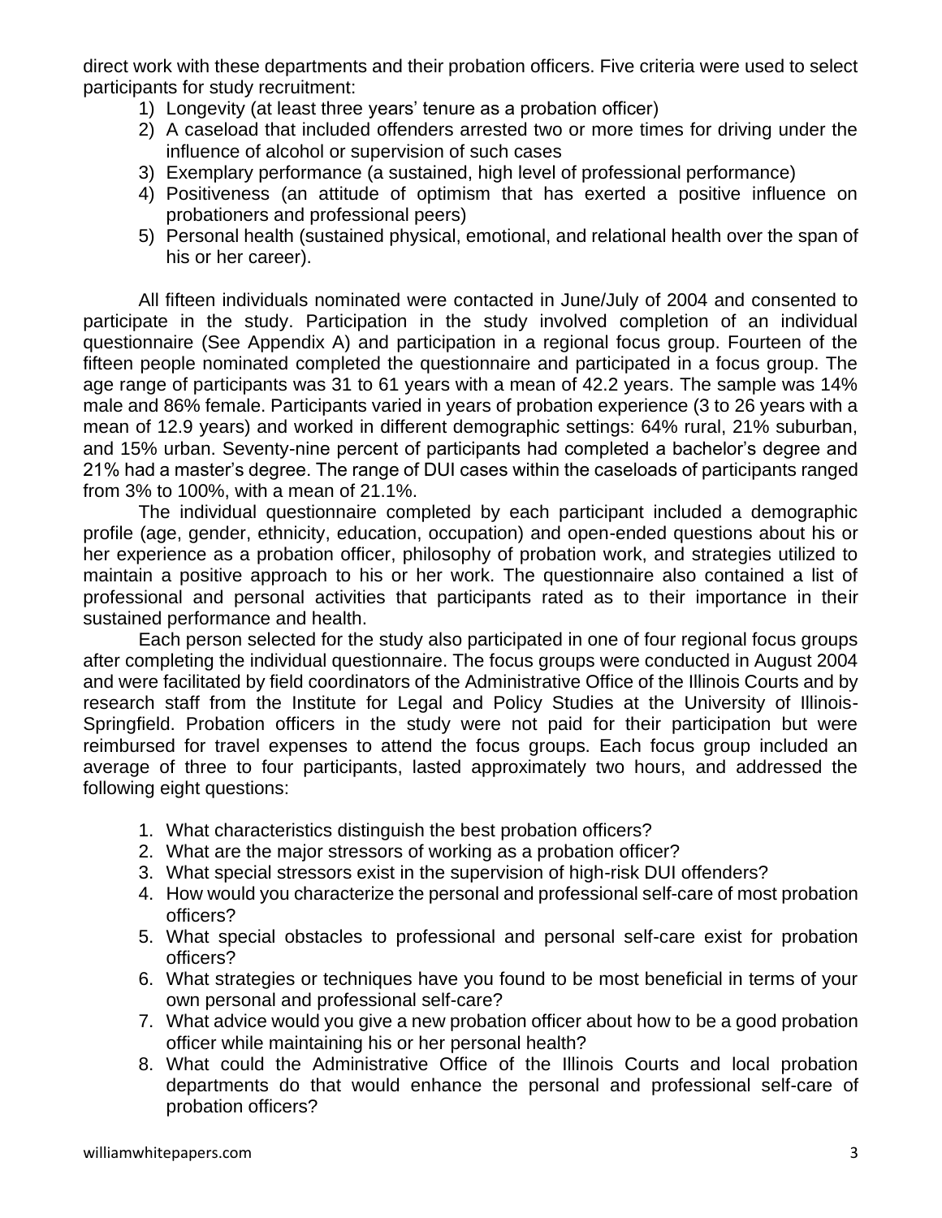direct work with these departments and their probation officers. Five criteria were used to select participants for study recruitment:

1) Longevity (at least three years' tenure as a probation officer)
2) A caseload that included offenders arrested two or more times for driving under the influence of alcohol or supervision of such cases
3) Exemplary performance (a sustained, high level of professional performance)
4) Positiveness (an attitude of optimism that has exerted a positive influence on probationers and professional peers)
5) Personal health (sustained physical, emotional, and relational health over the span of his or her career).

All fifteen individuals nominated were contacted in June/July of 2004 and consented to participate in the study. Participation in the study involved completion of an individual questionnaire (See Appendix A) and participation in a regional focus group. Fourteen of the fifteen people nominated completed the questionnaire and participated in a focus group. The age range of participants was 31 to 61 years with a mean of 42.2 years. The sample was 14% male and 86% female. Participants varied in years of probation experience (3 to 26 years with a mean of 12.9 years) and worked in different demographic settings: 64% rural, 21% suburban, and 15% urban. Seventy-nine percent of participants had completed a bachelor's degree and 21% had a master's degree. The range of DUI cases within the caseloads of participants ranged from 3% to 100%, with a mean of 21.1%.

The individual questionnaire completed by each participant included a demographic profile (age, gender, ethnicity, education, occupation) and open-ended questions about his or her experience as a probation officer, philosophy of probation work, and strategies utilized to maintain a positive approach to his or her work. The questionnaire also contained a list of professional and personal activities that participants rated as to their importance in their sustained performance and health.

Each person selected for the study also participated in one of four regional focus groups after completing the individual questionnaire. The focus groups were conducted in August 2004 and were facilitated by field coordinators of the Administrative Office of the Illinois Courts and by research staff from the Institute for Legal and Policy Studies at the University of Illinois-Springfield. Probation officers in the study were not paid for their participation but were reimbursed for travel expenses to attend the focus groups. Each focus group included an average of three to four participants, lasted approximately two hours, and addressed the following eight questions:

1. What characteristics distinguish the best probation officers?
2. What are the major stressors of working as a probation officer?
3. What special stressors exist in the supervision of high-risk DUI offenders?
4. How would you characterize the personal and professional self-care of most probation officers?
5. What special obstacles to professional and personal self-care exist for probation officers?
6. What strategies or techniques have you found to be most beneficial in terms of your own personal and professional self-care?
7. What advice would you give a new probation officer about how to be a good probation officer while maintaining his or her personal health?
8. What could the Administrative Office of the Illinois Courts and local probation departments do that would enhance the personal and professional self-care of probation officers?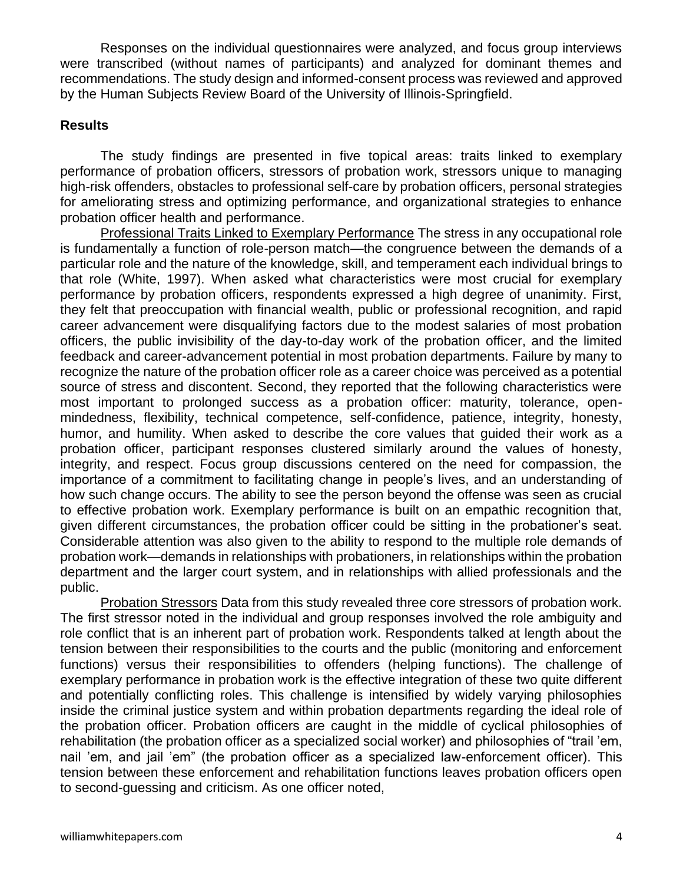Responses on the individual questionnaires were analyzed, and focus group interviews were transcribed (without names of participants) and analyzed for dominant themes and recommendations. The study design and informed-consent process was reviewed and approved by the Human Subjects Review Board of the University of Illinois-Springfield.

## Results

The study findings are presented in five topical areas: traits linked to exemplary performance of probation officers, stressors of probation work, stressors unique to managing high-risk offenders, obstacles to professional self-care by probation officers, personal strategies for ameliorating stress and optimizing performance, and organizational strategies to enhance probation officer health and performance.

Professional Traits Linked to Exemplary Performance The stress in any occupational role is fundamentally a function of role-person match—the congruence between the demands of a particular role and the nature of the knowledge, skill, and temperament each individual brings to that role (White, 1997). When asked what characteristics were most crucial for exemplary performance by probation officers, respondents expressed a high degree of unanimity. First, they felt that preoccupation with financial wealth, public or professional recognition, and rapid career advancement were disqualifying factors due to the modest salaries of most probation officers, the public invisibility of the day-to-day work of the probation officer, and the limited feedback and career-advancement potential in most probation departments. Failure by many to recognize the nature of the probation officer role as a career choice was perceived as a potential source of stress and discontent. Second, they reported that the following characteristics were most important to prolonged success as a probation officer: maturity, tolerance, open-mindedness, flexibility, technical competence, self-confidence, patience, integrity, honesty, humor, and humility. When asked to describe the core values that guided their work as a probation officer, participant responses clustered similarly around the values of honesty, integrity, and respect. Focus group discussions centered on the need for compassion, the importance of a commitment to facilitating change in people's lives, and an understanding of how such change occurs. The ability to see the person beyond the offense was seen as crucial to effective probation work. Exemplary performance is built on an empathic recognition that, given different circumstances, the probation officer could be sitting in the probationer's seat. Considerable attention was also given to the ability to respond to the multiple role demands of probation work—demands in relationships with probationers, in relationships within the probation department and the larger court system, and in relationships with allied professionals and the public.

Probation Stressors Data from this study revealed three core stressors of probation work. The first stressor noted in the individual and group responses involved the role ambiguity and role conflict that is an inherent part of probation work. Respondents talked at length about the tension between their responsibilities to the courts and the public (monitoring and enforcement functions) versus their responsibilities to offenders (helping functions). The challenge of exemplary performance in probation work is the effective integration of these two quite different and potentially conflicting roles. This challenge is intensified by widely varying philosophies inside the criminal justice system and within probation departments regarding the ideal role of the probation officer. Probation officers are caught in the middle of cyclical philosophies of rehabilitation (the probation officer as a specialized social worker) and philosophies of "trail 'em, nail 'em, and jail 'em" (the probation officer as a specialized law-enforcement officer). This tension between these enforcement and rehabilitation functions leaves probation officers open to second-guessing and criticism. As one officer noted,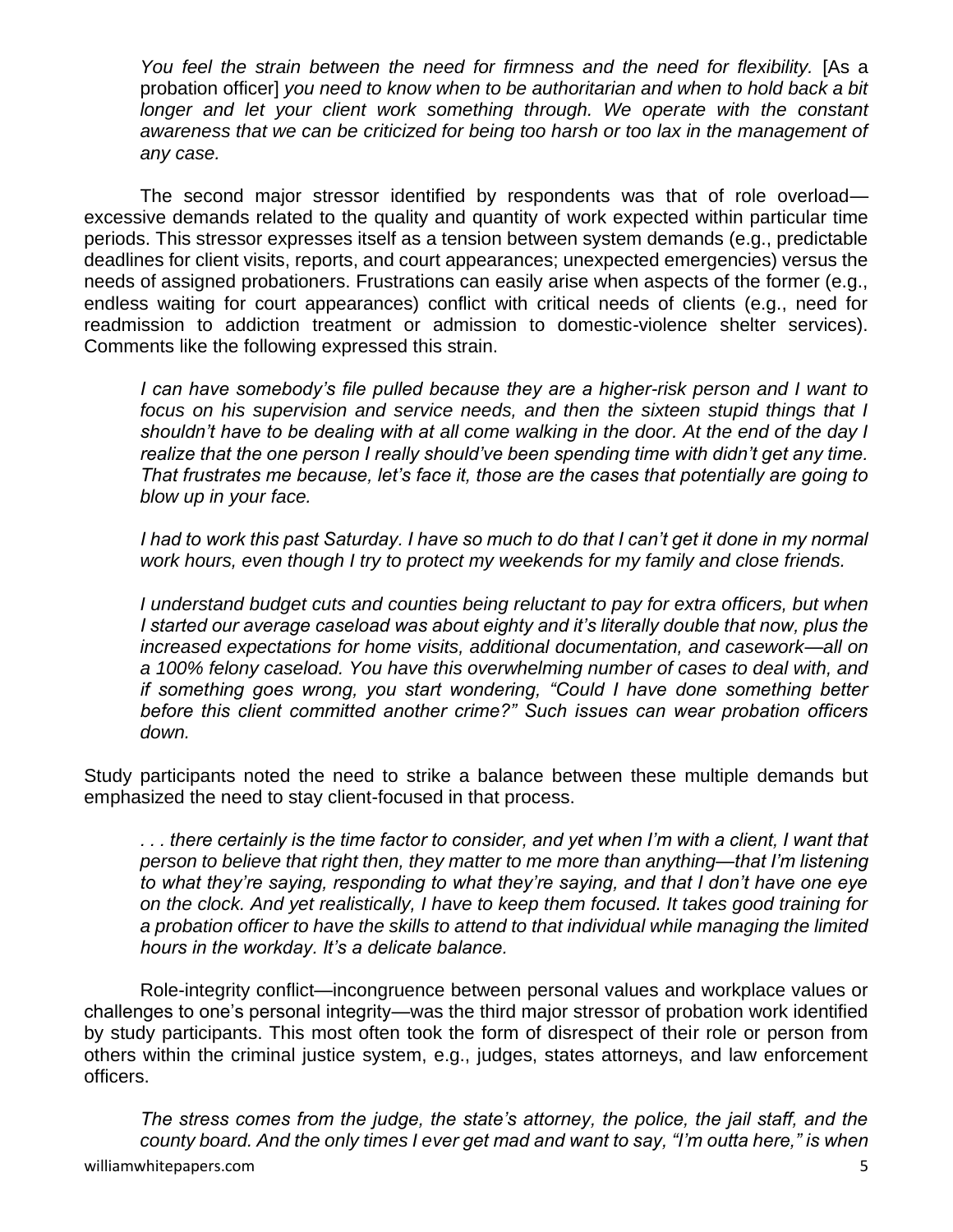*You feel the strain between the need for firmness and the need for flexibility.* [As a probation officer] *you need to know when to be authoritarian and when to hold back a bit longer and let your client work something through. We operate with the constant awareness that we can be criticized for being too harsh or too lax in the management of any case.*

The second major stressor identified by respondents was that of role overload—excessive demands related to the quality and quantity of work expected within particular time periods. This stressor expresses itself as a tension between system demands (e.g., predictable deadlines for client visits, reports, and court appearances; unexpected emergencies) versus the needs of assigned probationers. Frustrations can easily arise when aspects of the former (e.g., endless waiting for court appearances) conflict with critical needs of clients (e.g., need for readmission to addiction treatment or admission to domestic-violence shelter services). Comments like the following expressed this strain.

*I can have somebody's file pulled because they are a higher-risk person and I want to focus on his supervision and service needs, and then the sixteen stupid things that I shouldn't have to be dealing with at all come walking in the door. At the end of the day I realize that the one person I really should've been spending time with didn't get any time. That frustrates me because, let's face it, those are the cases that potentially are going to blow up in your face.*

*I had to work this past Saturday. I have so much to do that I can't get it done in my normal work hours, even though I try to protect my weekends for my family and close friends.*

*I understand budget cuts and counties being reluctant to pay for extra officers, but when I started our average caseload was about eighty and it's literally double that now, plus the increased expectations for home visits, additional documentation, and casework—all on a 100% felony caseload. You have this overwhelming number of cases to deal with, and if something goes wrong, you start wondering, "Could I have done something better before this client committed another crime?" Such issues can wear probation officers down.*

Study participants noted the need to strike a balance between these multiple demands but emphasized the need to stay client-focused in that process.

*. . . there certainly is the time factor to consider, and yet when I'm with a client, I want that person to believe that right then, they matter to me more than anything—that I'm listening to what they're saying, responding to what they're saying, and that I don't have one eye on the clock. And yet realistically, I have to keep them focused. It takes good training for a probation officer to have the skills to attend to that individual while managing the limited hours in the workday. It's a delicate balance.*

Role-integrity conflict—incongruence between personal values and workplace values or challenges to one's personal integrity—was the third major stressor of probation work identified by study participants. This most often took the form of disrespect of their role or person from others within the criminal justice system, e.g., judges, states attorneys, and law enforcement officers.

*The stress comes from the judge, the state's attorney, the police, the jail staff, and the county board. And the only times I ever get mad and want to say, "I'm outta here," is when*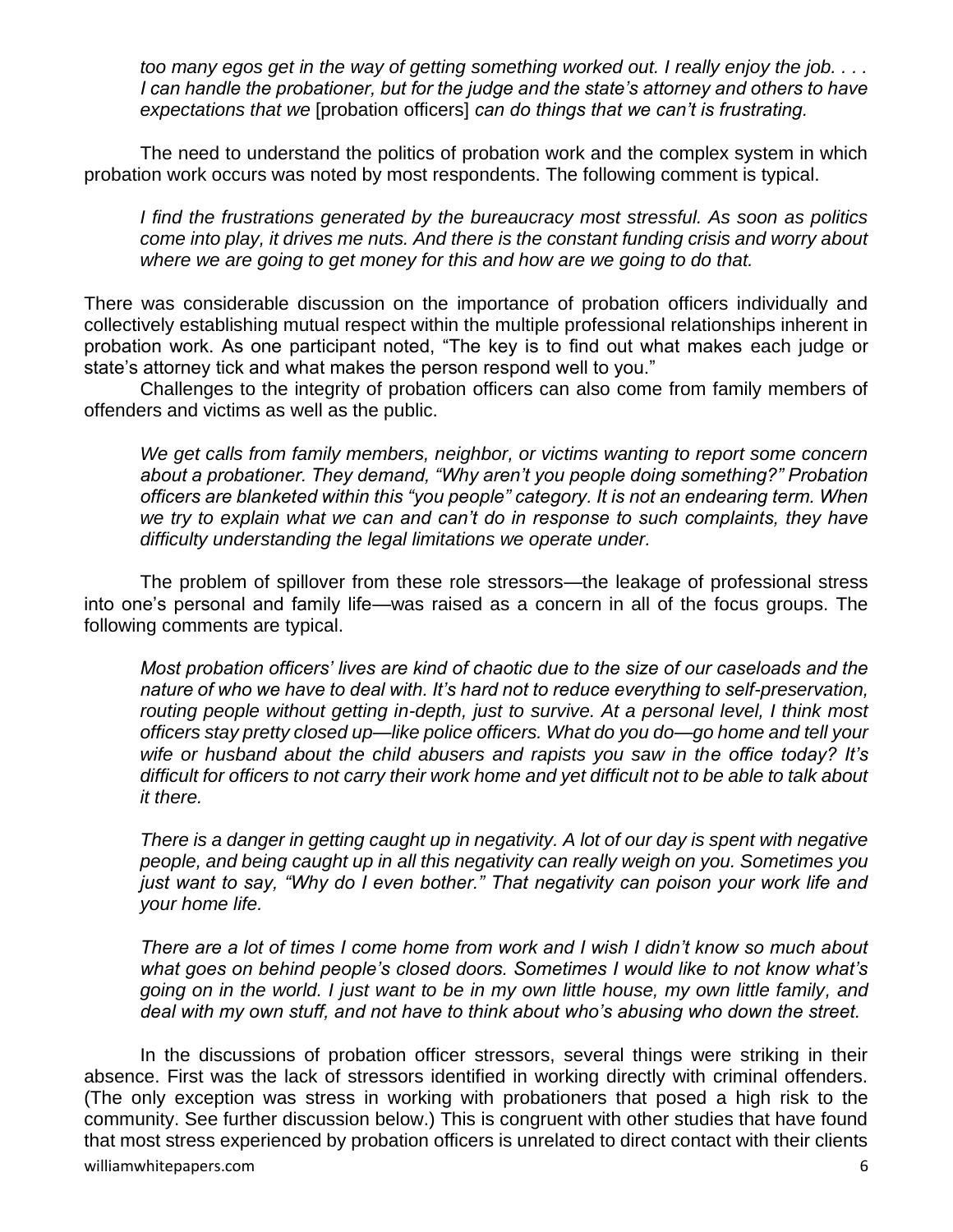*too many egos get in the way of getting something worked out. I really enjoy the job. . . . I can handle the probationer, but for the judge and the state's attorney and others to have expectations that we* [probation officers] *can do things that we can't is frustrating.*

The need to understand the politics of probation work and the complex system in which probation work occurs was noted by most respondents. The following comment is typical.

> *I find the frustrations generated by the bureaucracy most stressful. As soon as politics come into play, it drives me nuts. And there is the constant funding crisis and worry about where we are going to get money for this and how are we going to do that.*

There was considerable discussion on the importance of probation officers individually and collectively establishing mutual respect within the multiple professional relationships inherent in probation work. As one participant noted, "The key is to find out what makes each judge or state's attorney tick and what makes the person respond well to you."

Challenges to the integrity of probation officers can also come from family members of offenders and victims as well as the public.

> *We get calls from family members, neighbor, or victims wanting to report some concern about a probationer. They demand, "Why aren't you people doing something?" Probation officers are blanketed within this "you people" category. It is not an endearing term. When we try to explain what we can and can't do in response to such complaints, they have difficulty understanding the legal limitations we operate under.*

The problem of spillover from these role stressors—the leakage of professional stress into one's personal and family life—was raised as a concern in all of the focus groups. The following comments are typical.

> *Most probation officers' lives are kind of chaotic due to the size of our caseloads and the nature of who we have to deal with. It's hard not to reduce everything to self-preservation, routing people without getting in-depth, just to survive. At a personal level, I think most officers stay pretty closed up—like police officers. What do you do—go home and tell your wife or husband about the child abusers and rapists you saw in the office today? It's difficult for officers to not carry their work home and yet difficult not to be able to talk about it there.*

> *There is a danger in getting caught up in negativity. A lot of our day is spent with negative people, and being caught up in all this negativity can really weigh on you. Sometimes you just want to say, "Why do I even bother." That negativity can poison your work life and your home life.*

> *There are a lot of times I come home from work and I wish I didn't know so much about what goes on behind people's closed doors. Sometimes I would like to not know what's going on in the world. I just want to be in my own little house, my own little family, and deal with my own stuff, and not have to think about who's abusing who down the street.*

In the discussions of probation officer stressors, several things were striking in their absence. First was the lack of stressors identified in working directly with criminal offenders. (The only exception was stress in working with probationers that posed a high risk to the community. See further discussion below.) This is congruent with other studies that have found that most stress experienced by probation officers is unrelated to direct contact with their clients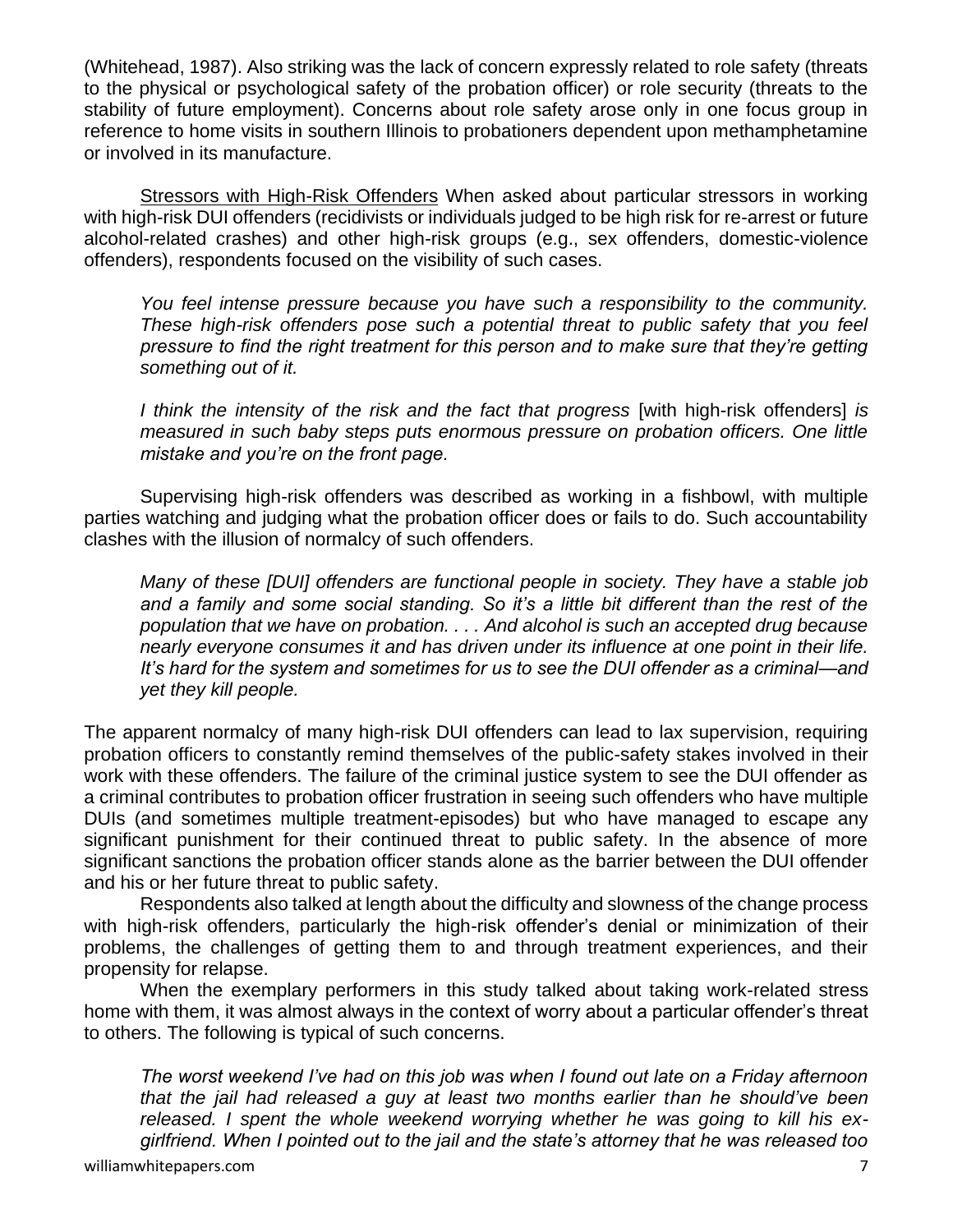(Whitehead, 1987). Also striking was the lack of concern expressly related to role safety (threats to the physical or psychological safety of the probation officer) or role security (threats to the stability of future employment). Concerns about role safety arose only in one focus group in reference to home visits in southern Illinois to probationers dependent upon methamphetamine or involved in its manufacture.

Stressors with High-Risk Offenders When asked about particular stressors in working with high-risk DUI offenders (recidivists or individuals judged to be high risk for re-arrest or future alcohol-related crashes) and other high-risk groups (e.g., sex offenders, domestic-violence offenders), respondents focused on the visibility of such cases.

> *You feel intense pressure because you have such a responsibility to the community. These high-risk offenders pose such a potential threat to public safety that you feel pressure to find the right treatment for this person and to make sure that they're getting something out of it.*

> *I think the intensity of the risk and the fact that progress* [with high-risk offenders] *is measured in such baby steps puts enormous pressure on probation officers. One little mistake and you're on the front page.*

Supervising high-risk offenders was described as working in a fishbowl, with multiple parties watching and judging what the probation officer does or fails to do. Such accountability clashes with the illusion of normalcy of such offenders.

> *Many of these [DUI] offenders are functional people in society. They have a stable job and a family and some social standing. So it's a little bit different than the rest of the population that we have on probation. . . . And alcohol is such an accepted drug because nearly everyone consumes it and has driven under its influence at one point in their life. It's hard for the system and sometimes for us to see the DUI offender as a criminal—and yet they kill people.*

The apparent normalcy of many high-risk DUI offenders can lead to lax supervision, requiring probation officers to constantly remind themselves of the public-safety stakes involved in their work with these offenders. The failure of the criminal justice system to see the DUI offender as a criminal contributes to probation officer frustration in seeing such offenders who have multiple DUIs (and sometimes multiple treatment-episodes) but who have managed to escape any significant punishment for their continued threat to public safety. In the absence of more significant sanctions the probation officer stands alone as the barrier between the DUI offender and his or her future threat to public safety.

Respondents also talked at length about the difficulty and slowness of the change process with high-risk offenders, particularly the high-risk offender's denial or minimization of their problems, the challenges of getting them to and through treatment experiences, and their propensity for relapse.

When the exemplary performers in this study talked about taking work-related stress home with them, it was almost always in the context of worry about a particular offender's threat to others. The following is typical of such concerns.

> *The worst weekend I've had on this job was when I found out late on a Friday afternoon that the jail had released a guy at least two months earlier than he should've been released. I spent the whole weekend worrying whether he was going to kill his ex-girlfriend. When I pointed out to the jail and the state's attorney that he was released too*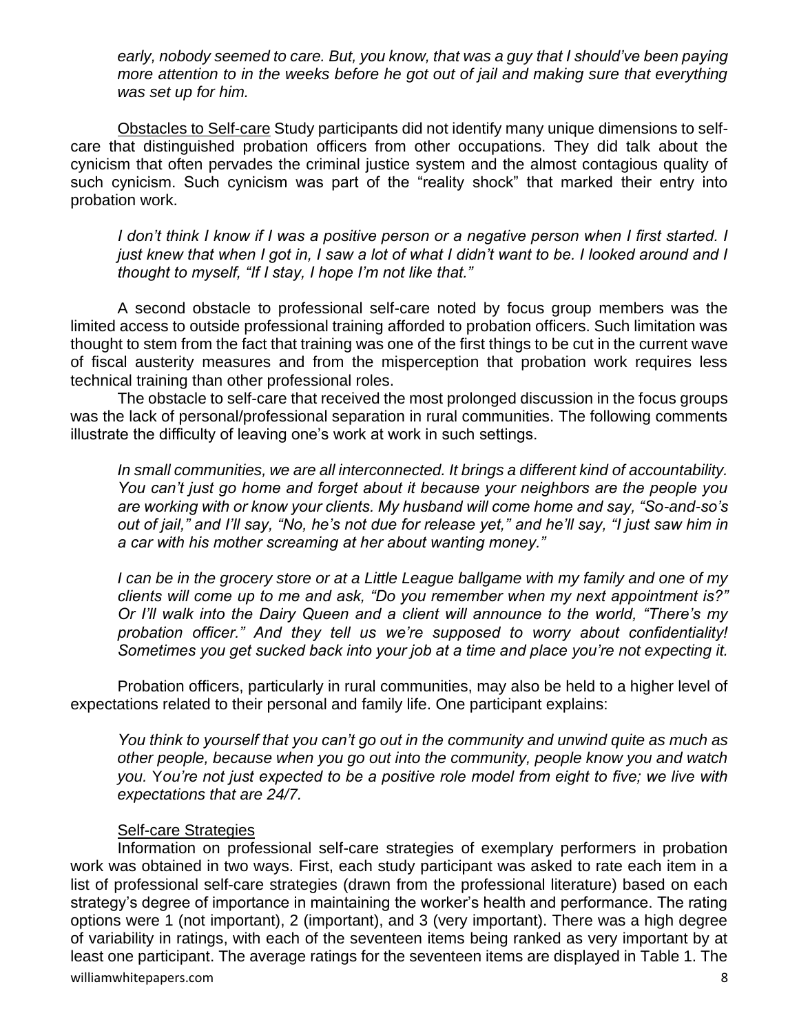*early, nobody seemed to care. But, you know, that was a guy that I should've been paying more attention to in the weeks before he got out of jail and making sure that everything was set up for him.*

Obstacles to Self-care Study participants did not identify many unique dimensions to self-care that distinguished probation officers from other occupations. They did talk about the cynicism that often pervades the criminal justice system and the almost contagious quality of such cynicism. Such cynicism was part of the "reality shock" that marked their entry into probation work.

> *I don't think I know if I was a positive person or a negative person when I first started. I just knew that when I got in, I saw a lot of what I didn't want to be. I looked around and I thought to myself, "If I stay, I hope I'm not like that."*

A second obstacle to professional self-care noted by focus group members was the limited access to outside professional training afforded to probation officers. Such limitation was thought to stem from the fact that training was one of the first things to be cut in the current wave of fiscal austerity measures and from the misperception that probation work requires less technical training than other professional roles.

The obstacle to self-care that received the most prolonged discussion in the focus groups was the lack of personal/professional separation in rural communities. The following comments illustrate the difficulty of leaving one's work at work in such settings.

> *In small communities, we are all interconnected. It brings a different kind of accountability. You can't just go home and forget about it because your neighbors are the people you are working with or know your clients. My husband will come home and say, "So-and-so's out of jail," and I'll say, "No, he's not due for release yet," and he'll say, "I just saw him in a car with his mother screaming at her about wanting money."*

> *I can be in the grocery store or at a Little League ballgame with my family and one of my clients will come up to me and ask, "Do you remember when my next appointment is?" Or I'll walk into the Dairy Queen and a client will announce to the world, "There's my probation officer." And they tell us we're supposed to worry about confidentiality! Sometimes you get sucked back into your job at a time and place you're not expecting it.*

Probation officers, particularly in rural communities, may also be held to a higher level of expectations related to their personal and family life. One participant explains:

> *You think to yourself that you can't go out in the community and unwind quite as much as other people, because when you go out into the community, people know you and watch you. You're not just expected to be a positive role model from eight to five; we live with expectations that are 24/7.*

Self-care Strategies

Information on professional self-care strategies of exemplary performers in probation work was obtained in two ways. First, each study participant was asked to rate each item in a list of professional self-care strategies (drawn from the professional literature) based on each strategy's degree of importance in maintaining the worker's health and performance. The rating options were 1 (not important), 2 (important), and 3 (very important). There was a high degree of variability in ratings, with each of the seventeen items being ranked as very important by at least one participant. The average ratings for the seventeen items are displayed in Table 1. The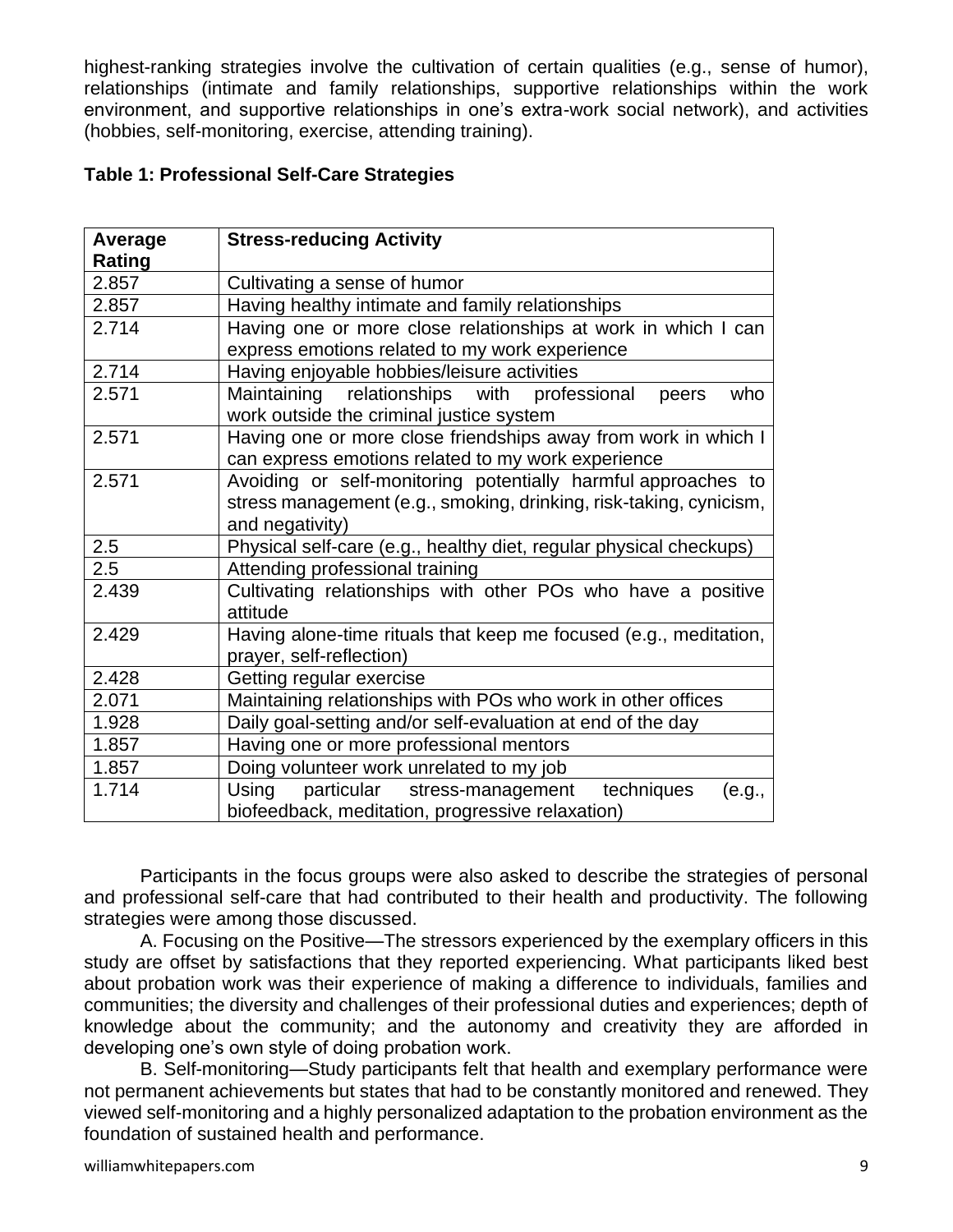highest-ranking strategies involve the cultivation of certain qualities (e.g., sense of humor), relationships (intimate and family relationships, supportive relationships within the work environment, and supportive relationships in one's extra-work social network), and activities (hobbies, self-monitoring, exercise, attending training).

**Table 1: Professional Self-Care Strategies**

| Average Rating | Stress-reducing Activity |
|---|---|
| 2.857 | Cultivating a sense of humor |
| 2.857 | Having healthy intimate and family relationships |
| 2.714 | Having one or more close relationships at work in which I can express emotions related to my work experience |
| 2.714 | Having enjoyable hobbies/leisure activities |
| 2.571 | Maintaining relationships with professional peers who work outside the criminal justice system |
| 2.571 | Having one or more close friendships away from work in which I can express emotions related to my work experience |
| 2.571 | Avoiding or self-monitoring potentially harmful approaches to stress management (e.g., smoking, drinking, risk-taking, cynicism, and negativity) |
| 2.5 | Physical self-care (e.g., healthy diet, regular physical checkups) |
| 2.5 | Attending professional training |
| 2.439 | Cultivating relationships with other POs who have a positive attitude |
| 2.429 | Having alone-time rituals that keep me focused (e.g., meditation, prayer, self-reflection) |
| 2.428 | Getting regular exercise |
| 2.071 | Maintaining relationships with POs who work in other offices |
| 1.928 | Daily goal-setting and/or self-evaluation at end of the day |
| 1.857 | Having one or more professional mentors |
| 1.857 | Doing volunteer work unrelated to my job |
| 1.714 | Using particular stress-management techniques (e.g., biofeedback, meditation, progressive relaxation) |

Participants in the focus groups were also asked to describe the strategies of personal and professional self-care that had contributed to their health and productivity. The following strategies were among those discussed.

A. Focusing on the Positive—The stressors experienced by the exemplary officers in this study are offset by satisfactions that they reported experiencing. What participants liked best about probation work was their experience of making a difference to individuals, families and communities; the diversity and challenges of their professional duties and experiences; depth of knowledge about the community; and the autonomy and creativity they are afforded in developing one's own style of doing probation work.

B. Self-monitoring—Study participants felt that health and exemplary performance were not permanent achievements but states that had to be constantly monitored and renewed. They viewed self-monitoring and a highly personalized adaptation to the probation environment as the foundation of sustained health and performance.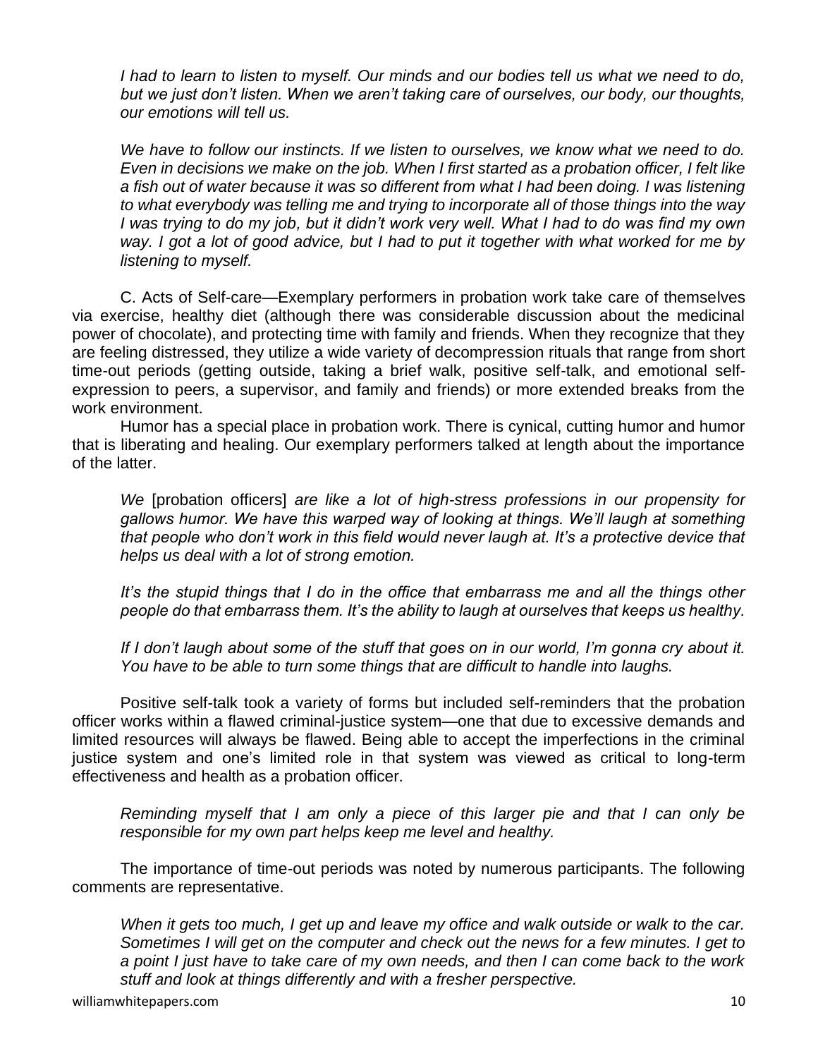*I had to learn to listen to myself. Our minds and our bodies tell us what we need to do, but we just don't listen. When we aren't taking care of ourselves, our body, our thoughts, our emotions will tell us.*

*We have to follow our instincts. If we listen to ourselves, we know what we need to do. Even in decisions we make on the job. When I first started as a probation officer, I felt like a fish out of water because it was so different from what I had been doing. I was listening to what everybody was telling me and trying to incorporate all of those things into the way I was trying to do my job, but it didn't work very well. What I had to do was find my own way. I got a lot of good advice, but I had to put it together with what worked for me by listening to myself.*

C. Acts of Self-care—Exemplary performers in probation work take care of themselves via exercise, healthy diet (although there was considerable discussion about the medicinal power of chocolate), and protecting time with family and friends. When they recognize that they are feeling distressed, they utilize a wide variety of decompression rituals that range from short time-out periods (getting outside, taking a brief walk, positive self-talk, and emotional self-expression to peers, a supervisor, and family and friends) or more extended breaks from the work environment.

Humor has a special place in probation work. There is cynical, cutting humor and humor that is liberating and healing. Our exemplary performers talked at length about the importance of the latter.

*We* [probation officers] *are like a lot of high-stress professions in our propensity for gallows humor. We have this warped way of looking at things. We'll laugh at something that people who don't work in this field would never laugh at. It's a protective device that helps us deal with a lot of strong emotion.*

*It's the stupid things that I do in the office that embarrass me and all the things other people do that embarrass them. It's the ability to laugh at ourselves that keeps us healthy.*

*If I don't laugh about some of the stuff that goes on in our world, I'm gonna cry about it. You have to be able to turn some things that are difficult to handle into laughs.*

Positive self-talk took a variety of forms but included self-reminders that the probation officer works within a flawed criminal-justice system—one that due to excessive demands and limited resources will always be flawed. Being able to accept the imperfections in the criminal justice system and one's limited role in that system was viewed as critical to long-term effectiveness and health as a probation officer.

*Reminding myself that I am only a piece of this larger pie and that I can only be responsible for my own part helps keep me level and healthy.*

The importance of time-out periods was noted by numerous participants. The following comments are representative.

*When it gets too much, I get up and leave my office and walk outside or walk to the car. Sometimes I will get on the computer and check out the news for a few minutes. I get to a point I just have to take care of my own needs, and then I can come back to the work stuff and look at things differently and with a fresher perspective.*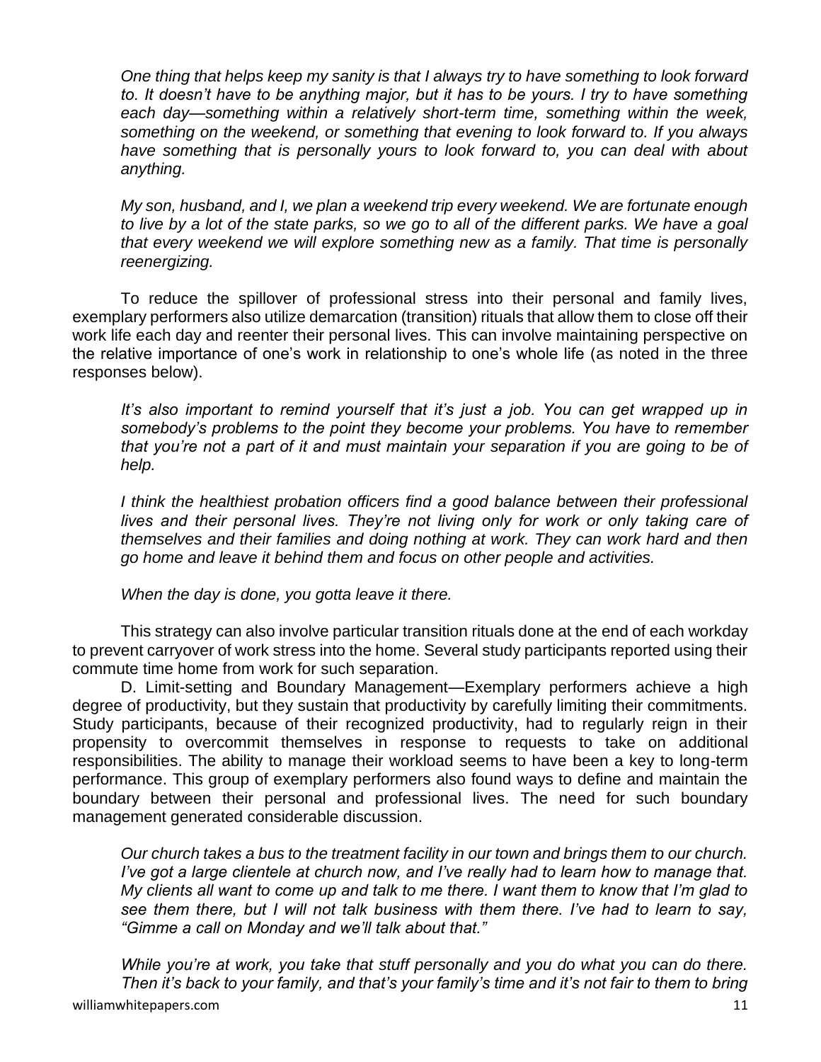*One thing that helps keep my sanity is that I always try to have something to look forward to. It doesn't have to be anything major, but it has to be yours. I try to have something each day—something within a relatively short-term time, something within the week, something on the weekend, or something that evening to look forward to. If you always have something that is personally yours to look forward to, you can deal with about anything.*

*My son, husband, and I, we plan a weekend trip every weekend. We are fortunate enough to live by a lot of the state parks, so we go to all of the different parks. We have a goal that every weekend we will explore something new as a family. That time is personally reenergizing.*

To reduce the spillover of professional stress into their personal and family lives, exemplary performers also utilize demarcation (transition) rituals that allow them to close off their work life each day and reenter their personal lives. This can involve maintaining perspective on the relative importance of one's work in relationship to one's whole life (as noted in the three responses below).

*It's also important to remind yourself that it's just a job. You can get wrapped up in somebody's problems to the point they become your problems. You have to remember that you're not a part of it and must maintain your separation if you are going to be of help.*

*I think the healthiest probation officers find a good balance between their professional lives and their personal lives. They're not living only for work or only taking care of themselves and their families and doing nothing at work. They can work hard and then go home and leave it behind them and focus on other people and activities.*

*When the day is done, you gotta leave it there.*

This strategy can also involve particular transition rituals done at the end of each workday to prevent carryover of work stress into the home. Several study participants reported using their commute time home from work for such separation.

D. Limit-setting and Boundary Management—Exemplary performers achieve a high degree of productivity, but they sustain that productivity by carefully limiting their commitments. Study participants, because of their recognized productivity, had to regularly reign in their propensity to overcommit themselves in response to requests to take on additional responsibilities. The ability to manage their workload seems to have been a key to long-term performance. This group of exemplary performers also found ways to define and maintain the boundary between their personal and professional lives. The need for such boundary management generated considerable discussion.

*Our church takes a bus to the treatment facility in our town and brings them to our church. I've got a large clientele at church now, and I've really had to learn how to manage that. My clients all want to come up and talk to me there. I want them to know that I'm glad to see them there, but I will not talk business with them there. I've had to learn to say, "Gimme a call on Monday and we'll talk about that."*

*While you're at work, you take that stuff personally and you do what you can do there. Then it's back to your family, and that's your family's time and it's not fair to them to bring*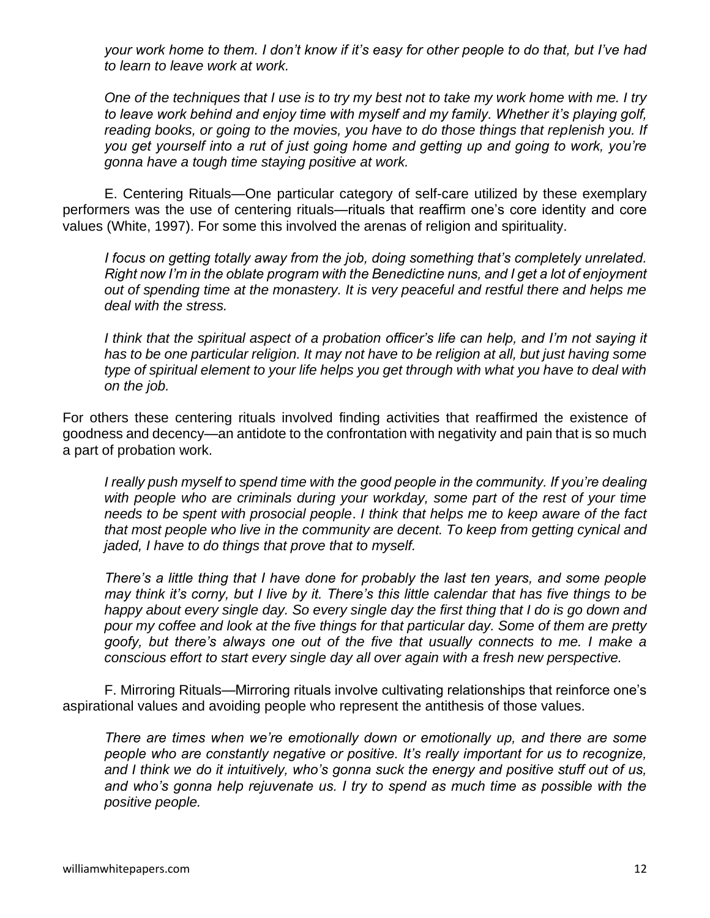*your work home to them. I don't know if it's easy for other people to do that, but I've had to learn to leave work at work.*

*One of the techniques that I use is to try my best not to take my work home with me. I try to leave work behind and enjoy time with myself and my family. Whether it's playing golf, reading books, or going to the movies, you have to do those things that replenish you. If you get yourself into a rut of just going home and getting up and going to work, you're gonna have a tough time staying positive at work.*

E. Centering Rituals—One particular category of self-care utilized by these exemplary performers was the use of centering rituals—rituals that reaffirm one's core identity and core values (White, 1997). For some this involved the arenas of religion and spirituality.

*I focus on getting totally away from the job, doing something that's completely unrelated. Right now I'm in the oblate program with the Benedictine nuns, and I get a lot of enjoyment out of spending time at the monastery. It is very peaceful and restful there and helps me deal with the stress.*

*I think that the spiritual aspect of a probation officer's life can help, and I'm not saying it has to be one particular religion. It may not have to be religion at all, but just having some type of spiritual element to your life helps you get through with what you have to deal with on the job.*

For others these centering rituals involved finding activities that reaffirmed the existence of goodness and decency—an antidote to the confrontation with negativity and pain that is so much a part of probation work.

*I really push myself to spend time with the good people in the community. If you're dealing with people who are criminals during your workday, some part of the rest of your time needs to be spent with prosocial people. I think that helps me to keep aware of the fact that most people who live in the community are decent. To keep from getting cynical and jaded, I have to do things that prove that to myself.*

*There's a little thing that I have done for probably the last ten years, and some people may think it's corny, but I live by it. There's this little calendar that has five things to be happy about every single day. So every single day the first thing that I do is go down and pour my coffee and look at the five things for that particular day. Some of them are pretty goofy, but there's always one out of the five that usually connects to me. I make a conscious effort to start every single day all over again with a fresh new perspective.*

F. Mirroring Rituals—Mirroring rituals involve cultivating relationships that reinforce one's aspirational values and avoiding people who represent the antithesis of those values.

*There are times when we're emotionally down or emotionally up, and there are some people who are constantly negative or positive. It's really important for us to recognize, and I think we do it intuitively, who's gonna suck the energy and positive stuff out of us, and who's gonna help rejuvenate us. I try to spend as much time as possible with the positive people.*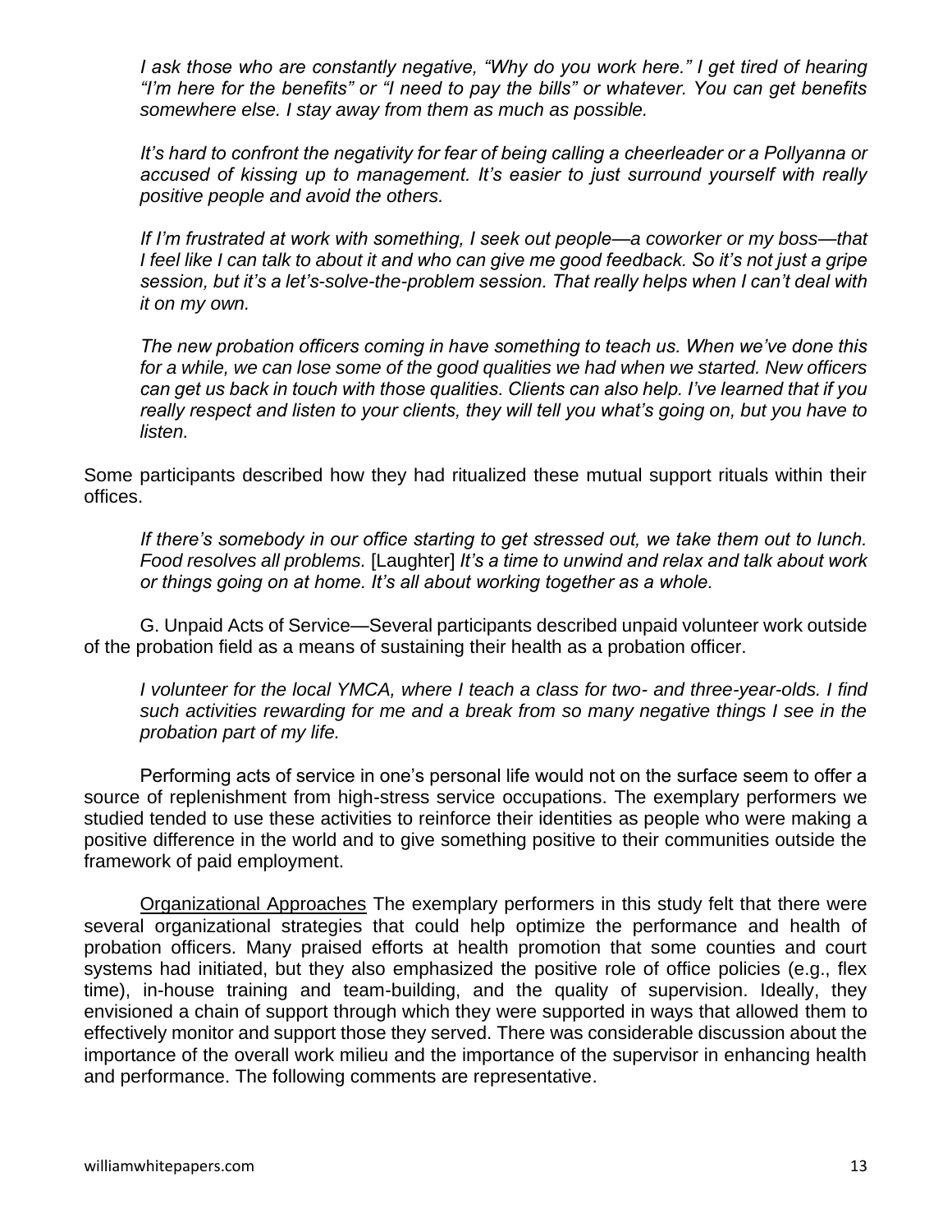> *I ask those who are constantly negative, "Why do you work here." I get tired of hearing "I'm here for the benefits" or "I need to pay the bills" or whatever. You can get benefits somewhere else. I stay away from them as much as possible.*

> *It's hard to confront the negativity for fear of being calling a cheerleader or a Pollyanna or accused of kissing up to management. It's easier to just surround yourself with really positive people and avoid the others.*

> *If I'm frustrated at work with something, I seek out people—a coworker or my boss—that I feel like I can talk to about it and who can give me good feedback. So it's not just a gripe session, but it's a let's-solve-the-problem session. That really helps when I can't deal with it on my own.*

> *The new probation officers coming in have something to teach us. When we've done this for a while, we can lose some of the good qualities we had when we started. New officers can get us back in touch with those qualities. Clients can also help. I've learned that if you really respect and listen to your clients, they will tell you what's going on, but you have to listen.*

Some participants described how they had ritualized these mutual support rituals within their offices.

> *If there's somebody in our office starting to get stressed out, we take them out to lunch. Food resolves all problems.* [Laughter] *It's a time to unwind and relax and talk about work or things going on at home. It's all about working together as a whole.*

G. Unpaid Acts of Service—Several participants described unpaid volunteer work outside of the probation field as a means of sustaining their health as a probation officer.

> *I volunteer for the local YMCA, where I teach a class for two- and three-year-olds. I find such activities rewarding for me and a break from so many negative things I see in the probation part of my life.*

Performing acts of service in one's personal life would not on the surface seem to offer a source of replenishment from high-stress service occupations. The exemplary performers we studied tended to use these activities to reinforce their identities as people who were making a positive difference in the world and to give something positive to their communities outside the framework of paid employment.

<u>Organizational Approaches</u> The exemplary performers in this study felt that there were several organizational strategies that could help optimize the performance and health of probation officers. Many praised efforts at health promotion that some counties and court systems had initiated, but they also emphasized the positive role of office policies (e.g., flex time), in-house training and team-building, and the quality of supervision. Ideally, they envisioned a chain of support through which they were supported in ways that allowed them to effectively monitor and support those they served. There was considerable discussion about the importance of the overall work milieu and the importance of the supervisor in enhancing health and performance. The following comments are representative.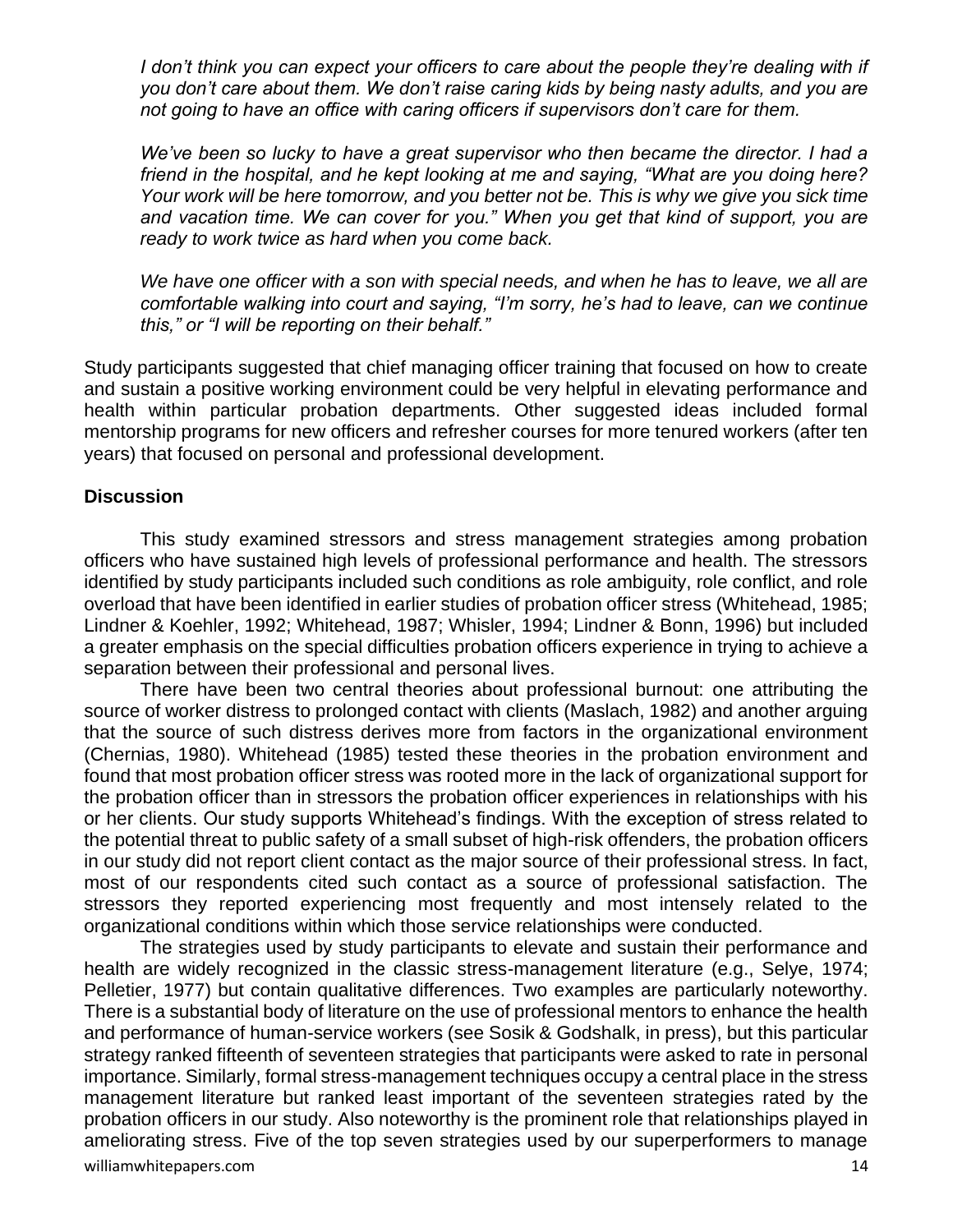*I don't think you can expect your officers to care about the people they're dealing with if you don't care about them. We don't raise caring kids by being nasty adults, and you are not going to have an office with caring officers if supervisors don't care for them.*

*We've been so lucky to have a great supervisor who then became the director. I had a friend in the hospital, and he kept looking at me and saying, "What are you doing here? Your work will be here tomorrow, and you better not be. This is why we give you sick time and vacation time. We can cover for you." When you get that kind of support, you are ready to work twice as hard when you come back.*

*We have one officer with a son with special needs, and when he has to leave, we all are comfortable walking into court and saying, "I'm sorry, he's had to leave, can we continue this," or "I will be reporting on their behalf."*

Study participants suggested that chief managing officer training that focused on how to create and sustain a positive working environment could be very helpful in elevating performance and health within particular probation departments. Other suggested ideas included formal mentorship programs for new officers and refresher courses for more tenured workers (after ten years) that focused on personal and professional development.

**Discussion**

This study examined stressors and stress management strategies among probation officers who have sustained high levels of professional performance and health. The stressors identified by study participants included such conditions as role ambiguity, role conflict, and role overload that have been identified in earlier studies of probation officer stress (Whitehead, 1985; Lindner & Koehler, 1992; Whitehead, 1987; Whisler, 1994; Lindner & Bonn, 1996) but included a greater emphasis on the special difficulties probation officers experience in trying to achieve a separation between their professional and personal lives.

There have been two central theories about professional burnout: one attributing the source of worker distress to prolonged contact with clients (Maslach, 1982) and another arguing that the source of such distress derives more from factors in the organizational environment (Chernias, 1980). Whitehead (1985) tested these theories in the probation environment and found that most probation officer stress was rooted more in the lack of organizational support for the probation officer than in stressors the probation officer experiences in relationships with his or her clients. Our study supports Whitehead's findings. With the exception of stress related to the potential threat to public safety of a small subset of high-risk offenders, the probation officers in our study did not report client contact as the major source of their professional stress. In fact, most of our respondents cited such contact as a source of professional satisfaction. The stressors they reported experiencing most frequently and most intensely related to the organizational conditions within which those service relationships were conducted.

The strategies used by study participants to elevate and sustain their performance and health are widely recognized in the classic stress-management literature (e.g., Selye, 1974; Pelletier, 1977) but contain qualitative differences. Two examples are particularly noteworthy. There is a substantial body of literature on the use of professional mentors to enhance the health and performance of human-service workers (see Sosik & Godshalk, in press), but this particular strategy ranked fifteenth of seventeen strategies that participants were asked to rate in personal importance. Similarly, formal stress-management techniques occupy a central place in the stress management literature but ranked least important of the seventeen strategies rated by the probation officers in our study. Also noteworthy is the prominent role that relationships played in ameliorating stress. Five of the top seven strategies used by our superperformers to manage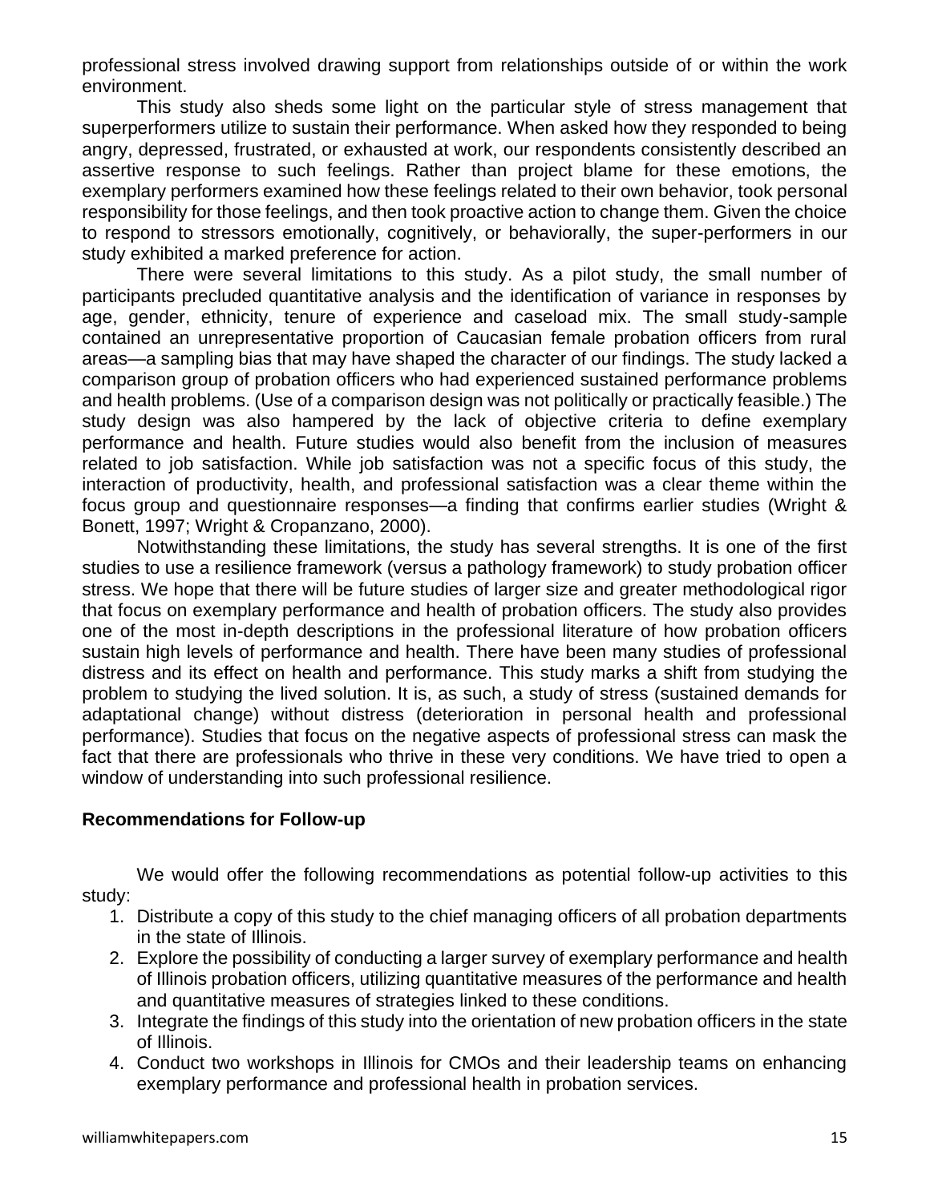professional stress involved drawing support from relationships outside of or within the work environment.

This study also sheds some light on the particular style of stress management that superperformers utilize to sustain their performance. When asked how they responded to being angry, depressed, frustrated, or exhausted at work, our respondents consistently described an assertive response to such feelings. Rather than project blame for these emotions, the exemplary performers examined how these feelings related to their own behavior, took personal responsibility for those feelings, and then took proactive action to change them. Given the choice to respond to stressors emotionally, cognitively, or behaviorally, the super-performers in our study exhibited a marked preference for action.

There were several limitations to this study. As a pilot study, the small number of participants precluded quantitative analysis and the identification of variance in responses by age, gender, ethnicity, tenure of experience and caseload mix. The small study-sample contained an unrepresentative proportion of Caucasian female probation officers from rural areas—a sampling bias that may have shaped the character of our findings. The study lacked a comparison group of probation officers who had experienced sustained performance problems and health problems. (Use of a comparison design was not politically or practically feasible.) The study design was also hampered by the lack of objective criteria to define exemplary performance and health. Future studies would also benefit from the inclusion of measures related to job satisfaction. While job satisfaction was not a specific focus of this study, the interaction of productivity, health, and professional satisfaction was a clear theme within the focus group and questionnaire responses—a finding that confirms earlier studies (Wright & Bonett, 1997; Wright & Cropanzano, 2000).

Notwithstanding these limitations, the study has several strengths. It is one of the first studies to use a resilience framework (versus a pathology framework) to study probation officer stress. We hope that there will be future studies of larger size and greater methodological rigor that focus on exemplary performance and health of probation officers. The study also provides one of the most in-depth descriptions in the professional literature of how probation officers sustain high levels of performance and health. There have been many studies of professional distress and its effect on health and performance. This study marks a shift from studying the problem to studying the lived solution. It is, as such, a study of stress (sustained demands for adaptational change) without distress (deterioration in personal health and professional performance). Studies that focus on the negative aspects of professional stress can mask the fact that there are professionals who thrive in these very conditions. We have tried to open a window of understanding into such professional resilience.

**Recommendations for Follow-up**

We would offer the following recommendations as potential follow-up activities to this study:

1. Distribute a copy of this study to the chief managing officers of all probation departments in the state of Illinois.
2. Explore the possibility of conducting a larger survey of exemplary performance and health of Illinois probation officers, utilizing quantitative measures of the performance and health and quantitative measures of strategies linked to these conditions.
3. Integrate the findings of this study into the orientation of new probation officers in the state of Illinois.
4. Conduct two workshops in Illinois for CMOs and their leadership teams on enhancing exemplary performance and professional health in probation services.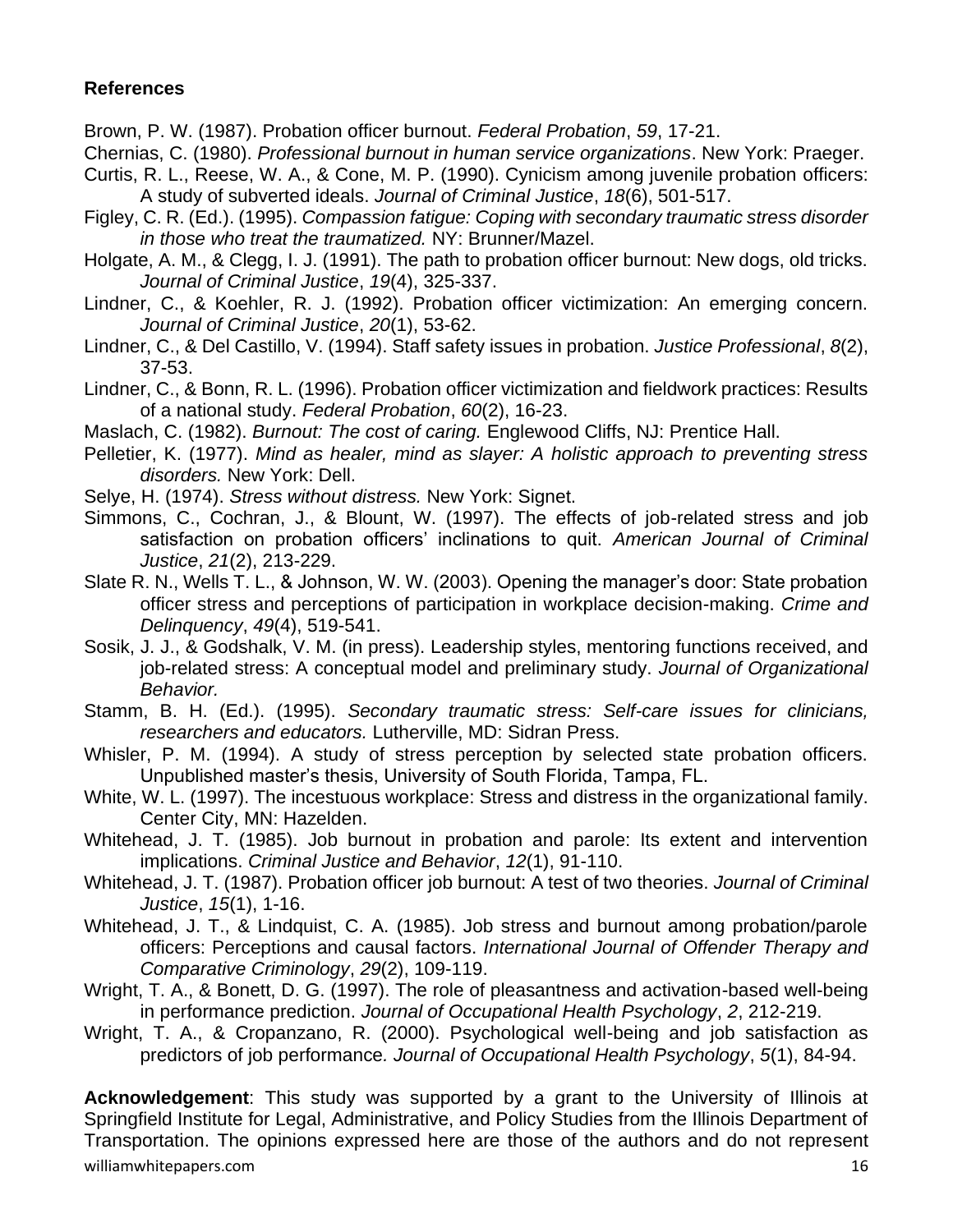**References**

Brown, P. W. (1987). Probation officer burnout. *Federal Probation*, *59*, 17-21.

Chernias, C. (1980). *Professional burnout in human service organizations*. New York: Praeger.

Curtis, R. L., Reese, W. A., & Cone, M. P. (1990). Cynicism among juvenile probation officers: A study of subverted ideals. *Journal of Criminal Justice*, *18*(6), 501-517.

Figley, C. R. (Ed.). (1995). *Compassion fatigue: Coping with secondary traumatic stress disorder in those who treat the traumatized.* NY: Brunner/Mazel.

Holgate, A. M., & Clegg, I. J. (1991). The path to probation officer burnout: New dogs, old tricks. *Journal of Criminal Justice*, *19*(4), 325-337.

Lindner, C., & Koehler, R. J. (1992). Probation officer victimization: An emerging concern. *Journal of Criminal Justice*, *20*(1), 53-62.

Lindner, C., & Del Castillo, V. (1994). Staff safety issues in probation. *Justice Professional*, *8*(2), 37-53.

Lindner, C., & Bonn, R. L. (1996). Probation officer victimization and fieldwork practices: Results of a national study. *Federal Probation*, *60*(2), 16-23.

Maslach, C. (1982). *Burnout: The cost of caring.* Englewood Cliffs, NJ: Prentice Hall.

Pelletier, K. (1977). *Mind as healer, mind as slayer: A holistic approach to preventing stress disorders.* New York: Dell.

Selye, H. (1974). *Stress without distress.* New York: Signet.

Simmons, C., Cochran, J., & Blount, W. (1997). The effects of job-related stress and job satisfaction on probation officers' inclinations to quit. *American Journal of Criminal Justice*, *21*(2), 213-229.

Slate R. N., Wells T. L., & Johnson, W. W. (2003). Opening the manager's door: State probation officer stress and perceptions of participation in workplace decision-making. *Crime and Delinquency*, *49*(4), 519-541.

Sosik, J. J., & Godshalk, V. M. (in press). Leadership styles, mentoring functions received, and job-related stress: A conceptual model and preliminary study. *Journal of Organizational Behavior.*

Stamm, B. H. (Ed.). (1995). *Secondary traumatic stress: Self-care issues for clinicians, researchers and educators.* Lutherville, MD: Sidran Press.

Whisler, P. M. (1994). A study of stress perception by selected state probation officers. Unpublished master's thesis, University of South Florida, Tampa, FL.

White, W. L. (1997). The incestuous workplace: Stress and distress in the organizational family. Center City, MN: Hazelden.

Whitehead, J. T. (1985). Job burnout in probation and parole: Its extent and intervention implications. *Criminal Justice and Behavior*, *12*(1), 91-110.

Whitehead, J. T. (1987). Probation officer job burnout: A test of two theories. *Journal of Criminal Justice*, *15*(1), 1-16.

Whitehead, J. T., & Lindquist, C. A. (1985). Job stress and burnout among probation/parole officers: Perceptions and causal factors. *International Journal of Offender Therapy and Comparative Criminology*, *29*(2), 109-119.

Wright, T. A., & Bonett, D. G. (1997). The role of pleasantness and activation-based well-being in performance prediction. *Journal of Occupational Health Psychology*, *2*, 212-219.

Wright, T. A., & Cropanzano, R. (2000). Psychological well-being and job satisfaction as predictors of job performance*. Journal of Occupational Health Psychology*, *5*(1), 84-94.

**Acknowledgement**: This study was supported by a grant to the University of Illinois at Springfield Institute for Legal, Administrative, and Policy Studies from the Illinois Department of Transportation. The opinions expressed here are those of the authors and do not represent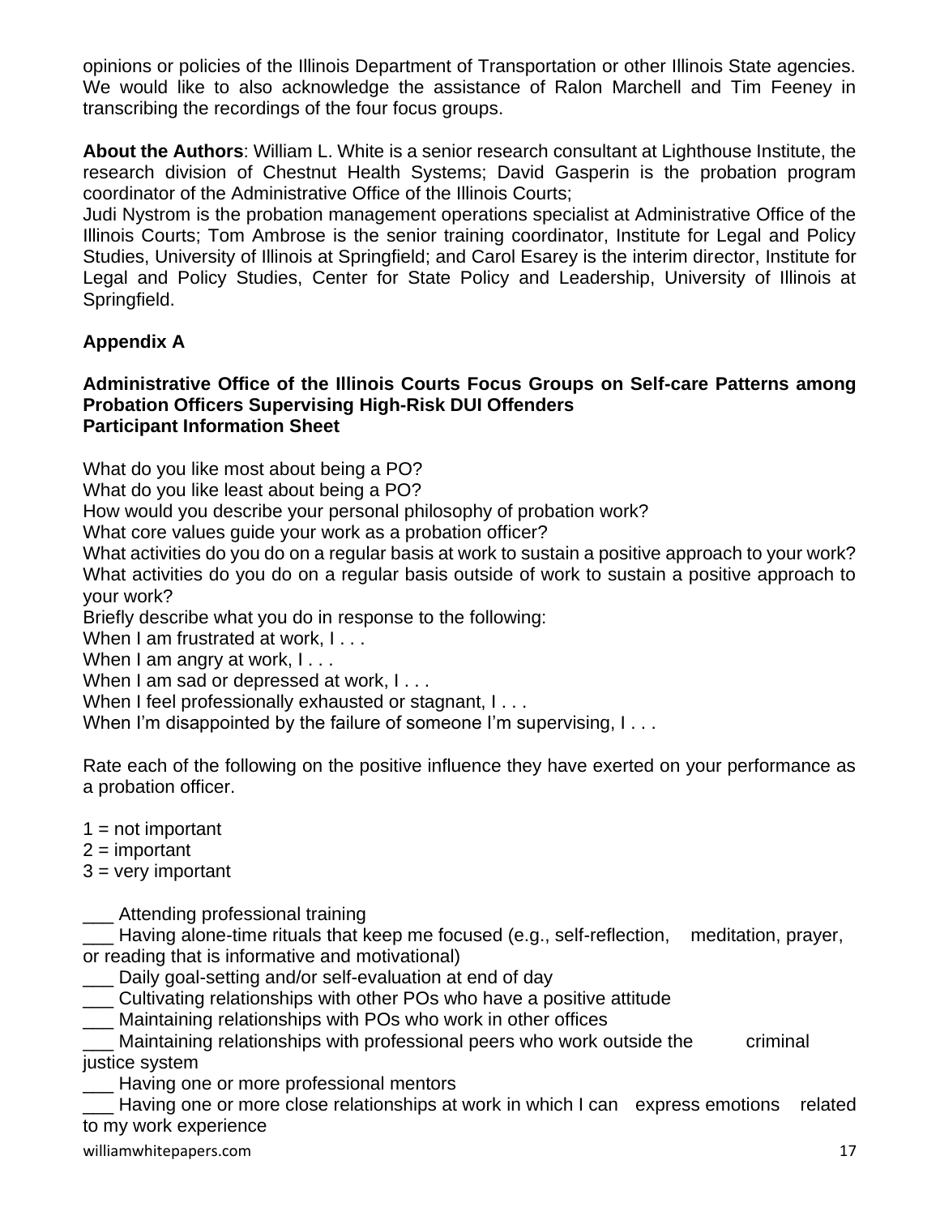opinions or policies of the Illinois Department of Transportation or other Illinois State agencies. We would like to also acknowledge the assistance of Ralon Marchell and Tim Feeney in transcribing the recordings of the four focus groups.

**About the Authors**: William L. White is a senior research consultant at Lighthouse Institute, the research division of Chestnut Health Systems; David Gasperin is the probation program coordinator of the Administrative Office of the Illinois Courts;
Judi Nystrom is the probation management operations specialist at Administrative Office of the Illinois Courts; Tom Ambrose is the senior training coordinator, Institute for Legal and Policy Studies, University of Illinois at Springfield; and Carol Esarey is the interim director, Institute for Legal and Policy Studies, Center for State Policy and Leadership, University of Illinois at Springfield.

## Appendix A

**Administrative Office of the Illinois Courts Focus Groups on Self-care Patterns among Probation Officers Supervising High-Risk DUI Offenders**
**Participant Information Sheet**

What do you like most about being a PO?
What do you like least about being a PO?
How would you describe your personal philosophy of probation work?
What core values guide your work as a probation officer?
What activities do you do on a regular basis at work to sustain a positive approach to your work?
What activities do you do on a regular basis outside of work to sustain a positive approach to your work?
Briefly describe what you do in response to the following:
When I am frustrated at work, I . . .
When I am angry at work, I . . .
When I am sad or depressed at work, I . . .
When I feel professionally exhausted or stagnant, I . . .
When I'm disappointed by the failure of someone I'm supervising, I . . .

Rate each of the following on the positive influence they have exerted on your performance as a probation officer.

1 = not important
2 = important
3 = very important

___ Attending professional training
___ Having alone-time rituals that keep me focused (e.g., self-reflection, meditation, prayer, or reading that is informative and motivational)
___ Daily goal-setting and/or self-evaluation at end of day
___ Cultivating relationships with other POs who have a positive attitude
___ Maintaining relationships with POs who work in other offices
___ Maintaining relationships with professional peers who work outside the criminal justice system
___ Having one or more professional mentors
___ Having one or more close relationships at work in which I can express emotions related to my work experience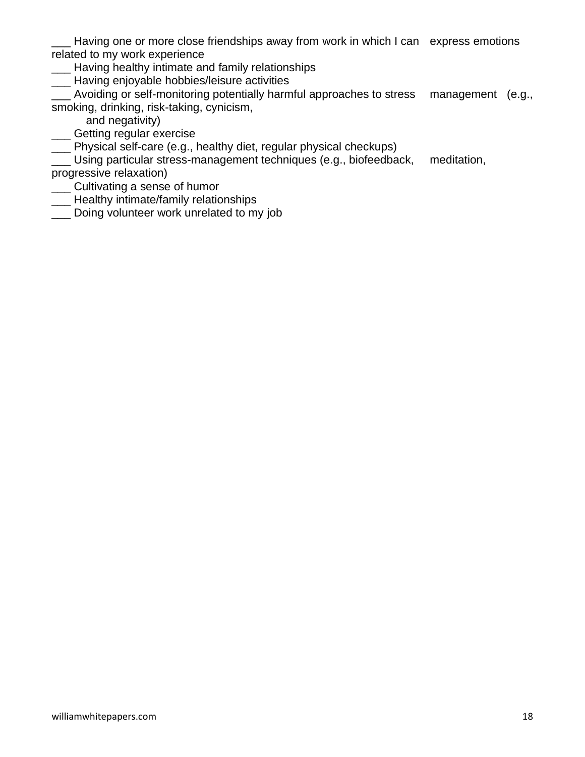___ Having one or more close friendships away from work in which I can express emotions related to my work experience

___ Having healthy intimate and family relationships

___ Having enjoyable hobbies/leisure activities

___ Avoiding or self-monitoring potentially harmful approaches to stress management (e.g., smoking, drinking, risk-taking, cynicism, and negativity)

___ Getting regular exercise

___ Physical self-care (e.g., healthy diet, regular physical checkups)

___ Using particular stress-management techniques (e.g., biofeedback, meditation, progressive relaxation)

___ Cultivating a sense of humor

___ Healthy intimate/family relationships

___ Doing volunteer work unrelated to my job